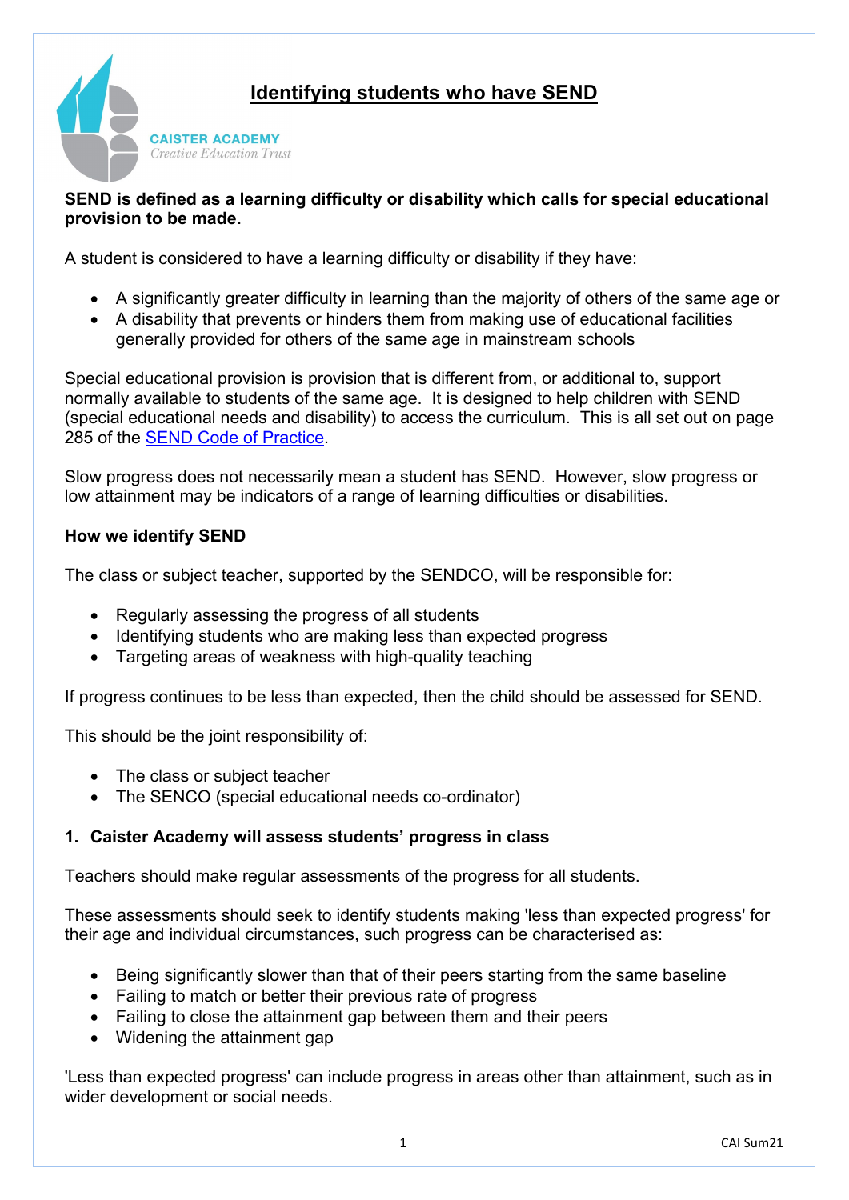# Identifying students who have SEND

CAISTER ACADEMY
*Creative Education Trust*

**SEND is defined as a learning difficulty or disability which calls for special educational provision to be made.**

A student is considered to have a learning difficulty or disability if they have:

- A significantly greater difficulty in learning than the majority of others of the same age or
- A disability that prevents or hinders them from making use of educational facilities generally provided for others of the same age in mainstream schools

Special educational provision is provision that is different from, or additional to, support normally available to students of the same age. It is designed to help children with SEND (special educational needs and disability) to access the curriculum. This is all set out on page 285 of the SEND Code of Practice.

Slow progress does not necessarily mean a student has SEND. However, slow progress or low attainment may be indicators of a range of learning difficulties or disabilities.

**How we identify SEND**

The class or subject teacher, supported by the SENDCO, will be responsible for:

- Regularly assessing the progress of all students
- Identifying students who are making less than expected progress
- Targeting areas of weakness with high-quality teaching

If progress continues to be less than expected, then the child should be assessed for SEND.

This should be the joint responsibility of:

- The class or subject teacher
- The SENCO (special educational needs co-ordinator)

**1. Caister Academy will assess students' progress in class**

Teachers should make regular assessments of the progress for all students.

These assessments should seek to identify students making 'less than expected progress' for their age and individual circumstances, such progress can be characterised as:

- Being significantly slower than that of their peers starting from the same baseline
- Failing to match or better their previous rate of progress
- Failing to close the attainment gap between them and their peers
- Widening the attainment gap

'Less than expected progress' can include progress in areas other than attainment, such as in wider development or social needs.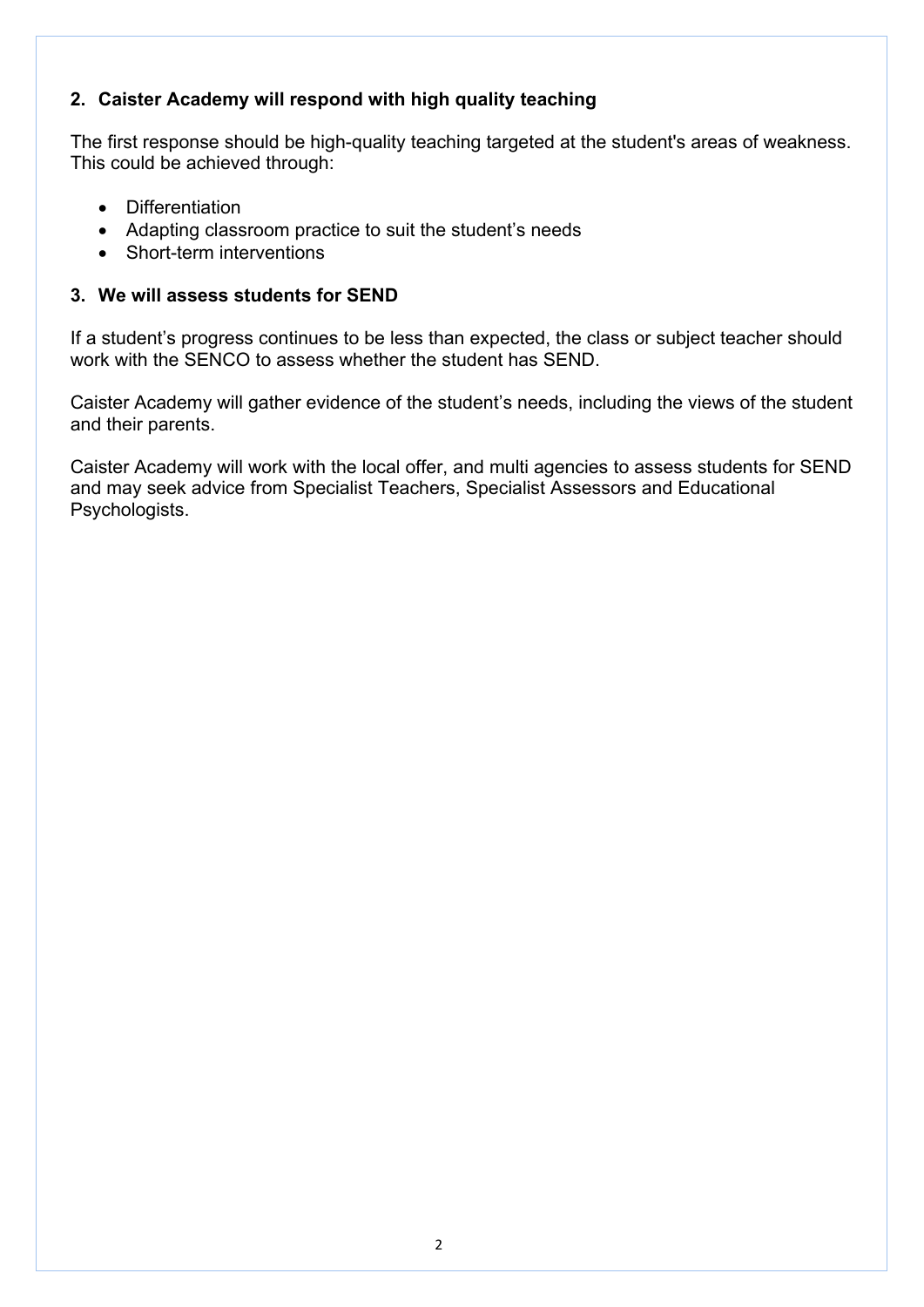## 2. Caister Academy will respond with high quality teaching

The first response should be high-quality teaching targeted at the student's areas of weakness. This could be achieved through:

- Differentiation
- Adapting classroom practice to suit the student's needs
- Short-term interventions

## 3. We will assess students for SEND

If a student's progress continues to be less than expected, the class or subject teacher should work with the SENCO to assess whether the student has SEND.

Caister Academy will gather evidence of the student's needs, including the views of the student and their parents.

Caister Academy will work with the local offer, and multi agencies to assess students for SEND and may seek advice from Specialist Teachers, Specialist Assessors and Educational Psychologists.